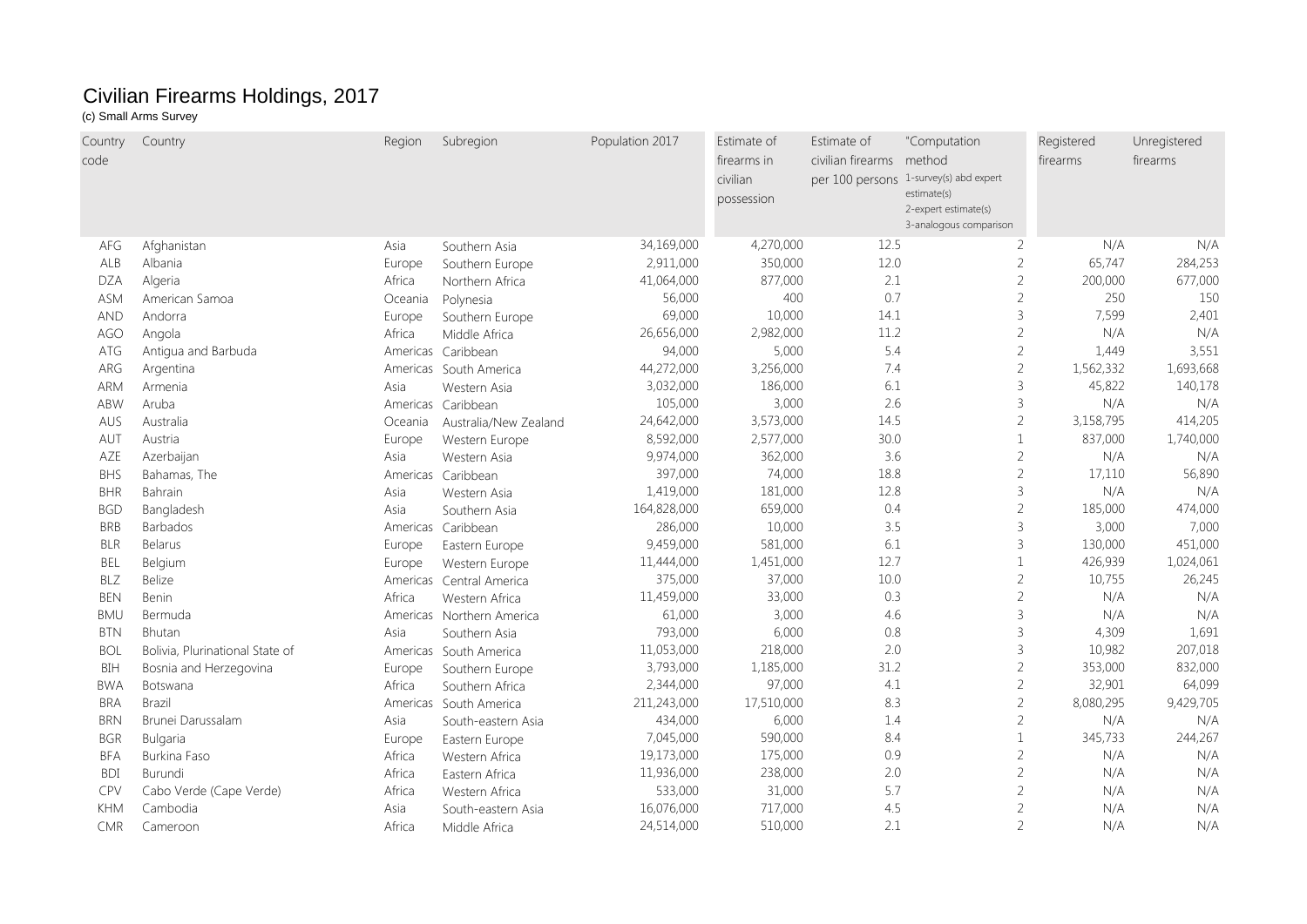# Civilian Firearms Holdings, 2017

(c) Small Arms Survey

| Country code | Country | Region | Subregion | Population 2017 | Estimate of firearms in civilian possession | Estimate of civilian firearms per 100 persons | "Computation method 1-survey(s) abd expert estimate(s) 2-expert estimate(s) 3-analogous comparison | Registered firearms | Unregistered firearms |
|---|---|---|---|---|---|---|---|---|---|
| AFG | Afghanistan | Asia | Southern Asia | 34,169,000 | 4,270,000 | 12.5 | 2 | N/A | N/A |
| ALB | Albania | Europe | Southern Europe | 2,911,000 | 350,000 | 12.0 | 2 | 65,747 | 284,253 |
| DZA | Algeria | Africa | Northern Africa | 41,064,000 | 877,000 | 2.1 | 2 | 200,000 | 677,000 |
| ASM | American Samoa | Oceania | Polynesia | 56,000 | 400 | 0.7 | 2 | 250 | 150 |
| AND | Andorra | Europe | Southern Europe | 69,000 | 10,000 | 14.1 | 3 | 7,599 | 2,401 |
| AGO | Angola | Africa | Middle Africa | 26,656,000 | 2,982,000 | 11.2 | 2 | N/A | N/A |
| ATG | Antigua and Barbuda | Americas | Caribbean | 94,000 | 5,000 | 5.4 | 2 | 1,449 | 3,551 |
| ARG | Argentina | Americas | South America | 44,272,000 | 3,256,000 | 7.4 | 2 | 1,562,332 | 1,693,668 |
| ARM | Armenia | Asia | Western Asia | 3,032,000 | 186,000 | 6.1 | 3 | 45,822 | 140,178 |
| ABW | Aruba | Americas | Caribbean | 105,000 | 3,000 | 2.6 | 3 | N/A | N/A |
| AUS | Australia | Oceania | Australia/New Zealand | 24,642,000 | 3,573,000 | 14.5 | 2 | 3,158,795 | 414,205 |
| AUT | Austria | Europe | Western Europe | 8,592,000 | 2,577,000 | 30.0 | 1 | 837,000 | 1,740,000 |
| AZE | Azerbaijan | Asia | Western Asia | 9,974,000 | 362,000 | 3.6 | 2 | N/A | N/A |
| BHS | Bahamas, The | Americas | Caribbean | 397,000 | 74,000 | 18.8 | 2 | 17,110 | 56,890 |
| BHR | Bahrain | Asia | Western Asia | 1,419,000 | 181,000 | 12.8 | 3 | N/A | N/A |
| BGD | Bangladesh | Asia | Southern Asia | 164,828,000 | 659,000 | 0.4 | 2 | 185,000 | 474,000 |
| BRB | Barbados | Americas | Caribbean | 286,000 | 10,000 | 3.5 | 3 | 3,000 | 7,000 |
| BLR | Belarus | Europe | Eastern Europe | 9,459,000 | 581,000 | 6.1 | 3 | 130,000 | 451,000 |
| BEL | Belgium | Europe | Western Europe | 11,444,000 | 1,451,000 | 12.7 | 1 | 426,939 | 1,024,061 |
| BLZ | Belize | Americas | Central America | 375,000 | 37,000 | 10.0 | 2 | 10,755 | 26,245 |
| BEN | Benin | Africa | Western Africa | 11,459,000 | 33,000 | 0.3 | 2 | N/A | N/A |
| BMU | Bermuda | Americas | Northern America | 61,000 | 3,000 | 4.6 | 3 | N/A | N/A |
| BTN | Bhutan | Asia | Southern Asia | 793,000 | 6,000 | 0.8 | 3 | 4,309 | 1,691 |
| BOL | Bolivia, Plurinational State of | Americas | South America | 11,053,000 | 218,000 | 2.0 | 3 | 10,982 | 207,018 |
| BIH | Bosnia and Herzegovina | Europe | Southern Europe | 3,793,000 | 1,185,000 | 31.2 | 2 | 353,000 | 832,000 |
| BWA | Botswana | Africa | Southern Africa | 2,344,000 | 97,000 | 4.1 | 2 | 32,901 | 64,099 |
| BRA | Brazil | Americas | South America | 211,243,000 | 17,510,000 | 8.3 | 2 | 8,080,295 | 9,429,705 |
| BRN | Brunei Darussalam | Asia | South-eastern Asia | 434,000 | 6,000 | 1.4 | 2 | N/A | N/A |
| BGR | Bulgaria | Europe | Eastern Europe | 7,045,000 | 590,000 | 8.4 | 1 | 345,733 | 244,267 |
| BFA | Burkina Faso | Africa | Western Africa | 19,173,000 | 175,000 | 0.9 | 2 | N/A | N/A |
| BDI | Burundi | Africa | Eastern Africa | 11,936,000 | 238,000 | 2.0 | 2 | N/A | N/A |
| CPV | Cabo Verde (Cape Verde) | Africa | Western Africa | 533,000 | 31,000 | 5.7 | 2 | N/A | N/A |
| KHM | Cambodia | Asia | South-eastern Asia | 16,076,000 | 717,000 | 4.5 | 2 | N/A | N/A |
| CMR | Cameroon | Africa | Middle Africa | 24,514,000 | 510,000 | 2.1 | 2 | N/A | N/A |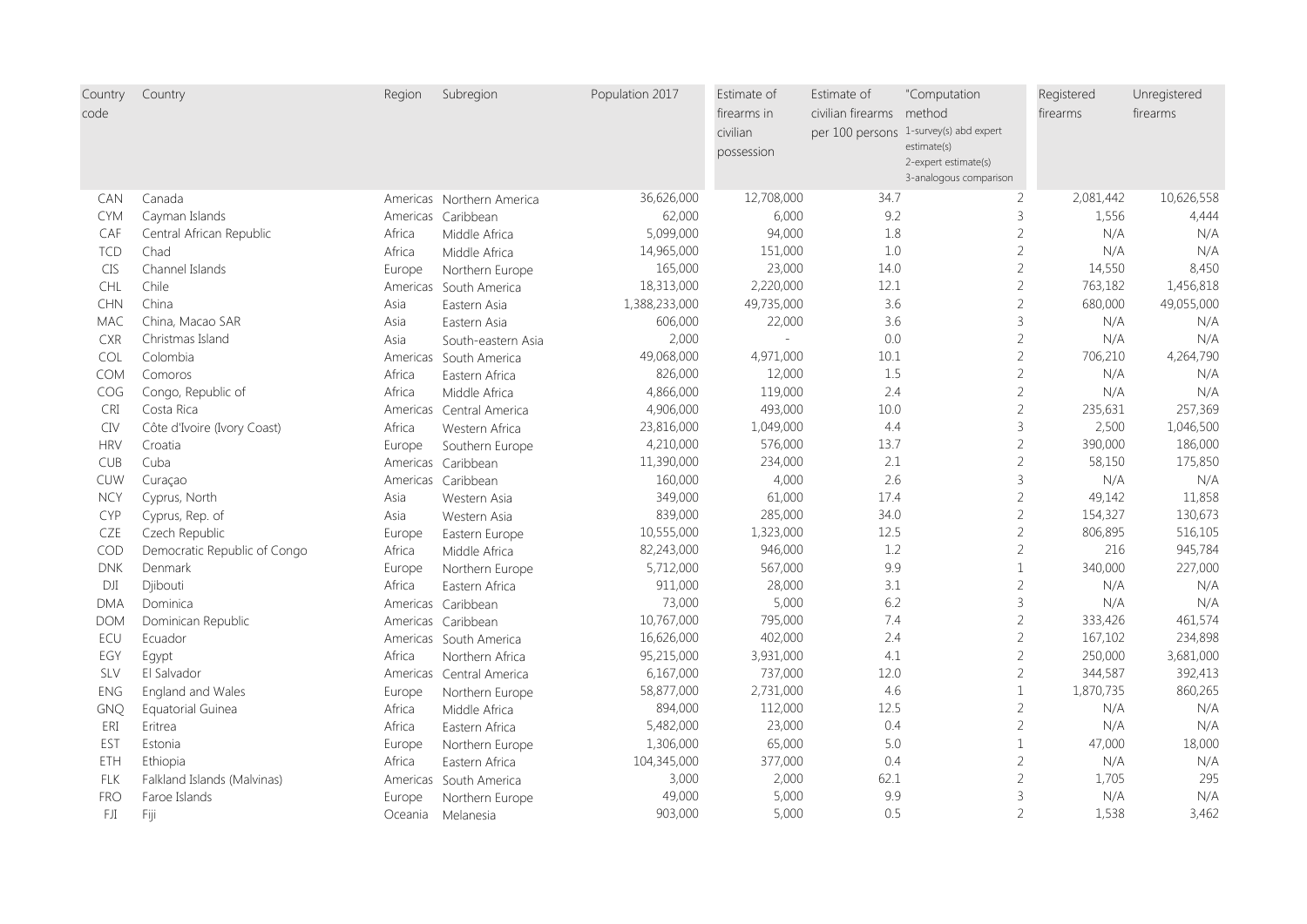| Country code | Country | Region | Subregion | Population 2017 | Estimate of firearms in civilian possession | Estimate of civilian firearms per 100 persons | "Computation method 1-survey(s) abd expert estimate(s) 2-expert estimate(s) 3-analogous comparison | Registered firearms | Unregistered firearms |
|---|---|---|---|---|---|---|---|---|---|
| CAN | Canada | Americas | Northern America | 36,626,000 | 12,708,000 | 34.7 | 2 | 2,081,442 | 10,626,558 |
| CYM | Cayman Islands | Americas | Caribbean | 62,000 | 6,000 | 9.2 | 3 | 1,556 | 4,444 |
| CAF | Central African Republic | Africa | Middle Africa | 5,099,000 | 94,000 | 1.8 | 2 | N/A | N/A |
| TCD | Chad | Africa | Middle Africa | 14,965,000 | 151,000 | 1.0 | 2 | N/A | N/A |
| CIS | Channel Islands | Europe | Northern Europe | 165,000 | 23,000 | 14.0 | 2 | 14,550 | 8,450 |
| CHL | Chile | Americas | South America | 18,313,000 | 2,220,000 | 12.1 | 2 | 763,182 | 1,456,818 |
| CHN | China | Asia | Eastern Asia | 1,388,233,000 | 49,735,000 | 3.6 | 2 | 680,000 | 49,055,000 |
| MAC | China, Macao SAR | Asia | Eastern Asia | 606,000 | 22,000 | 3.6 | 3 | N/A | N/A |
| CXR | Christmas Island | Asia | South-eastern Asia | 2,000 | - | 0.0 | 2 | N/A | N/A |
| COL | Colombia | Americas | South America | 49,068,000 | 4,971,000 | 10.1 | 2 | 706,210 | 4,264,790 |
| COM | Comoros | Africa | Eastern Africa | 826,000 | 12,000 | 1.5 | 2 | N/A | N/A |
| COG | Congo, Republic of | Africa | Middle Africa | 4,866,000 | 119,000 | 2.4 | 2 | N/A | N/A |
| CRI | Costa Rica | Americas | Central America | 4,906,000 | 493,000 | 10.0 | 2 | 235,631 | 257,369 |
| CIV | Côte d'Ivoire (Ivory Coast) | Africa | Western Africa | 23,816,000 | 1,049,000 | 4.4 | 3 | 2,500 | 1,046,500 |
| HRV | Croatia | Europe | Southern Europe | 4,210,000 | 576,000 | 13.7 | 2 | 390,000 | 186,000 |
| CUB | Cuba | Americas | Caribbean | 11,390,000 | 234,000 | 2.1 | 2 | 58,150 | 175,850 |
| CUW | Curaçao | Americas | Caribbean | 160,000 | 4,000 | 2.6 | 3 | N/A | N/A |
| NCY | Cyprus, North | Asia | Western Asia | 349,000 | 61,000 | 17.4 | 2 | 49,142 | 11,858 |
| CYP | Cyprus, Rep. of | Asia | Western Asia | 839,000 | 285,000 | 34.0 | 2 | 154,327 | 130,673 |
| CZE | Czech Republic | Europe | Eastern Europe | 10,555,000 | 1,323,000 | 12.5 | 2 | 806,895 | 516,105 |
| COD | Democratic Republic of Congo | Africa | Middle Africa | 82,243,000 | 946,000 | 1.2 | 2 | 216 | 945,784 |
| DNK | Denmark | Europe | Northern Europe | 5,712,000 | 567,000 | 9.9 | 1 | 340,000 | 227,000 |
| DJI | Djibouti | Africa | Eastern Africa | 911,000 | 28,000 | 3.1 | 2 | N/A | N/A |
| DMA | Dominica | Americas | Caribbean | 73,000 | 5,000 | 6.2 | 3 | N/A | N/A |
| DOM | Dominican Republic | Americas | Caribbean | 10,767,000 | 795,000 | 7.4 | 2 | 333,426 | 461,574 |
| ECU | Ecuador | Americas | South America | 16,626,000 | 402,000 | 2.4 | 2 | 167,102 | 234,898 |
| EGY | Egypt | Africa | Northern Africa | 95,215,000 | 3,931,000 | 4.1 | 2 | 250,000 | 3,681,000 |
| SLV | El Salvador | Americas | Central America | 6,167,000 | 737,000 | 12.0 | 2 | 344,587 | 392,413 |
| ENG | England and Wales | Europe | Northern Europe | 58,877,000 | 2,731,000 | 4.6 | 1 | 1,870,735 | 860,265 |
| GNQ | Equatorial Guinea | Africa | Middle Africa | 894,000 | 112,000 | 12.5 | 2 | N/A | N/A |
| ERI | Eritrea | Africa | Eastern Africa | 5,482,000 | 23,000 | 0.4 | 2 | N/A | N/A |
| EST | Estonia | Europe | Northern Europe | 1,306,000 | 65,000 | 5.0 | 1 | 47,000 | 18,000 |
| ETH | Ethiopia | Africa | Eastern Africa | 104,345,000 | 377,000 | 0.4 | 2 | N/A | N/A |
| FLK | Falkland Islands (Malvinas) | Americas | South America | 3,000 | 2,000 | 62.1 | 2 | 1,705 | 295 |
| FRO | Faroe Islands | Europe | Northern Europe | 49,000 | 5,000 | 9.9 | 3 | N/A | N/A |
| FJI | Fiji | Oceania | Melanesia | 903,000 | 5,000 | 0.5 | 2 | 1,538 | 3,462 |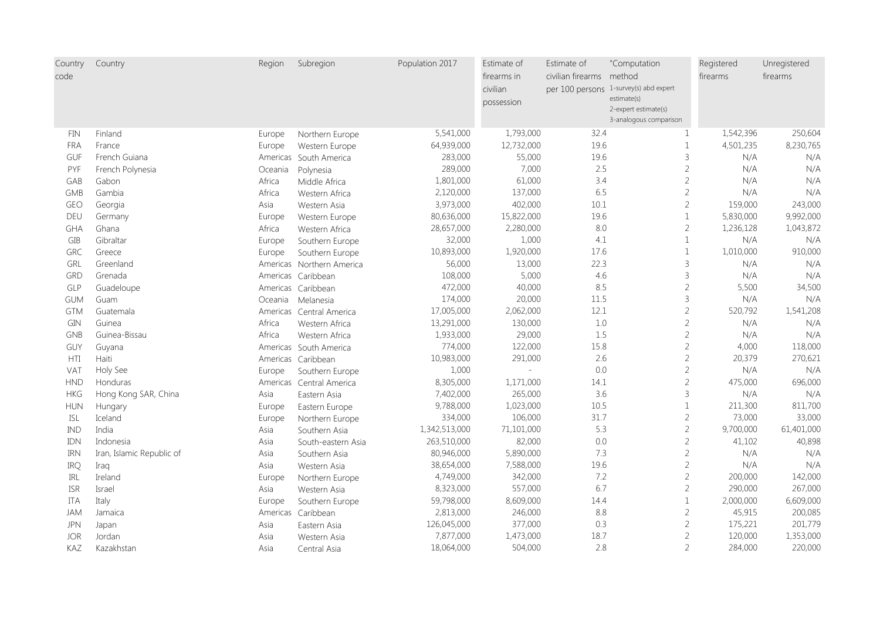| Country code | Country | Region | Subregion | Population 2017 | Estimate of firearms in civilian possession | Estimate of civilian firearms per 100 persons | "Computation method 1-survey(s) abd expert estimate(s) 2-expert estimate(s) 3-analogous comparison | Registered firearms | Unregistered firearms |
|---|---|---|---|---|---|---|---|---|---|
| FIN | Finland | Europe | Northern Europe | 5,541,000 | 1,793,000 | 32.4 | 1 | 1,542,396 | 250,604 |
| FRA | France | Europe | Western Europe | 64,939,000 | 12,732,000 | 19.6 | 1 | 4,501,235 | 8,230,765 |
| GUF | French Guiana | Americas | South America | 283,000 | 55,000 | 19.6 | 3 | N/A | N/A |
| PYF | French Polynesia | Oceania | Polynesia | 289,000 | 7,000 | 2.5 | 2 | N/A | N/A |
| GAB | Gabon | Africa | Middle Africa | 1,801,000 | 61,000 | 3.4 | 2 | N/A | N/A |
| GMB | Gambia | Africa | Western Africa | 2,120,000 | 137,000 | 6.5 | 2 | N/A | N/A |
| GEO | Georgia | Asia | Western Asia | 3,973,000 | 402,000 | 10.1 | 2 | 159,000 | 243,000 |
| DEU | Germany | Europe | Western Europe | 80,636,000 | 15,822,000 | 19.6 | 1 | 5,830,000 | 9,992,000 |
| GHA | Ghana | Africa | Western Africa | 28,657,000 | 2,280,000 | 8.0 | 2 | 1,236,128 | 1,043,872 |
| GIB | Gibraltar | Europe | Southern Europe | 32,000 | 1,000 | 4.1 | 1 | N/A | N/A |
| GRC | Greece | Europe | Southern Europe | 10,893,000 | 1,920,000 | 17.6 | 1 | 1,010,000 | 910,000 |
| GRL | Greenland | Americas | Northern America | 56,000 | 13,000 | 22.3 | 3 | N/A | N/A |
| GRD | Grenada | Americas | Caribbean | 108,000 | 5,000 | 4.6 | 3 | N/A | N/A |
| GLP | Guadeloupe | Americas | Caribbean | 472,000 | 40,000 | 8.5 | 2 | 5,500 | 34,500 |
| GUM | Guam | Oceania | Melanesia | 174,000 | 20,000 | 11.5 | 3 | N/A | N/A |
| GTM | Guatemala | Americas | Central America | 17,005,000 | 2,062,000 | 12.1 | 2 | 520,792 | 1,541,208 |
| GIN | Guinea | Africa | Western Africa | 13,291,000 | 130,000 | 1.0 | 2 | N/A | N/A |
| GNB | Guinea-Bissau | Africa | Western Africa | 1,933,000 | 29,000 | 1.5 | 2 | N/A | N/A |
| GUY | Guyana | Americas | South America | 774,000 | 122,000 | 15.8 | 2 | 4,000 | 118,000 |
| HTI | Haiti | Americas | Caribbean | 10,983,000 | 291,000 | 2.6 | 2 | 20,379 | 270,621 |
| VAT | Holy See | Europe | Southern Europe | 1,000 | - | 0.0 | 2 | N/A | N/A |
| HND | Honduras | Americas | Central America | 8,305,000 | 1,171,000 | 14.1 | 2 | 475,000 | 696,000 |
| HKG | Hong Kong SAR, China | Asia | Eastern Asia | 7,402,000 | 265,000 | 3.6 | 3 | N/A | N/A |
| HUN | Hungary | Europe | Eastern Europe | 9,788,000 | 1,023,000 | 10.5 | 1 | 211,300 | 811,700 |
| ISL | Iceland | Europe | Northern Europe | 334,000 | 106,000 | 31.7 | 2 | 73,000 | 33,000 |
| IND | India | Asia | Southern Asia | 1,342,513,000 | 71,101,000 | 5.3 | 2 | 9,700,000 | 61,401,000 |
| IDN | Indonesia | Asia | South-eastern Asia | 263,510,000 | 82,000 | 0.0 | 2 | 41,102 | 40,898 |
| IRN | Iran, Islamic Republic of | Asia | Southern Asia | 80,946,000 | 5,890,000 | 7.3 | 2 | N/A | N/A |
| IRQ | Iraq | Asia | Western Asia | 38,654,000 | 7,588,000 | 19.6 | 2 | N/A | N/A |
| IRL | Ireland | Europe | Northern Europe | 4,749,000 | 342,000 | 7.2 | 2 | 200,000 | 142,000 |
| ISR | Israel | Asia | Western Asia | 8,323,000 | 557,000 | 6.7 | 2 | 290,000 | 267,000 |
| ITA | Italy | Europe | Southern Europe | 59,798,000 | 8,609,000 | 14.4 | 1 | 2,000,000 | 6,609,000 |
| JAM | Jamaica | Americas | Caribbean | 2,813,000 | 246,000 | 8.8 | 2 | 45,915 | 200,085 |
| JPN | Japan | Asia | Eastern Asia | 126,045,000 | 377,000 | 0.3 | 2 | 175,221 | 201,779 |
| JOR | Jordan | Asia | Western Asia | 7,877,000 | 1,473,000 | 18.7 | 2 | 120,000 | 1,353,000 |
| KAZ | Kazakhstan | Asia | Central Asia | 18,064,000 | 504,000 | 2.8 | 2 | 284,000 | 220,000 |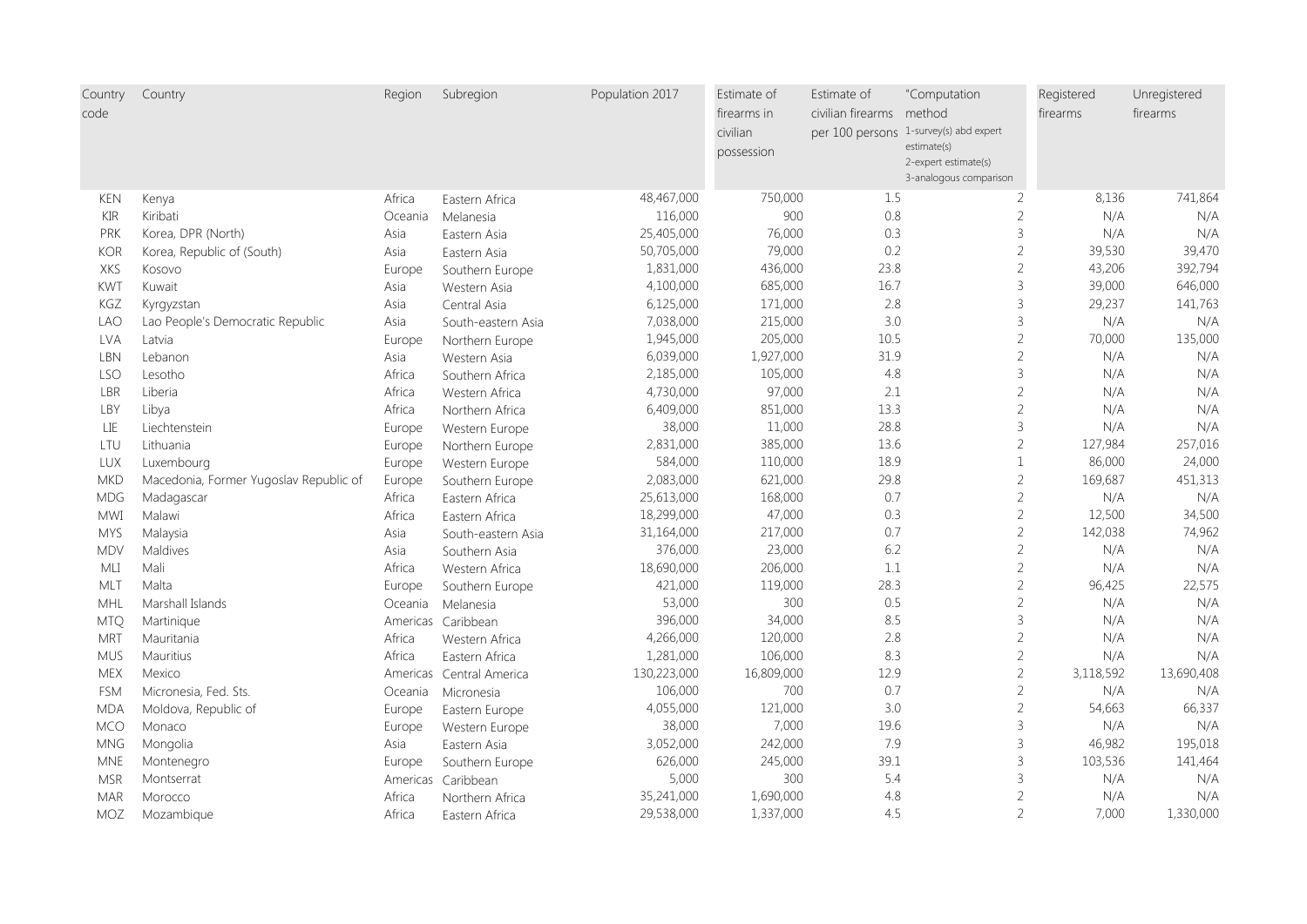| Country code | Country | Region | Subregion | Population 2017 | Estimate of firearms in civilian possession | Estimate of civilian firearms per 100 persons | "Computation method 1-survey(s) abd expert estimate(s) 2-expert estimate(s) 3-analogous comparison | Registered firearms | Unregistered firearms |
|---|---|---|---|---|---|---|---|---|---|
| KEN | Kenya | Africa | Eastern Africa | 48,467,000 | 750,000 | 1.5 | 2 | 8,136 | 741,864 |
| KIR | Kiribati | Oceania | Melanesia | 116,000 | 900 | 0.8 | 2 | N/A | N/A |
| PRK | Korea, DPR (North) | Asia | Eastern Asia | 25,405,000 | 76,000 | 0.3 | 3 | N/A | N/A |
| KOR | Korea, Republic of (South) | Asia | Eastern Asia | 50,705,000 | 79,000 | 0.2 | 2 | 39,530 | 39,470 |
| XKS | Kosovo | Europe | Southern Europe | 1,831,000 | 436,000 | 23.8 | 2 | 43,206 | 392,794 |
| KWT | Kuwait | Asia | Western Asia | 4,100,000 | 685,000 | 16.7 | 3 | 39,000 | 646,000 |
| KGZ | Kyrgyzstan | Asia | Central Asia | 6,125,000 | 171,000 | 2.8 | 3 | 29,237 | 141,763 |
| LAO | Lao People's Democratic Republic | Asia | South-eastern Asia | 7,038,000 | 215,000 | 3.0 | 3 | N/A | N/A |
| LVA | Latvia | Europe | Northern Europe | 1,945,000 | 205,000 | 10.5 | 2 | 70,000 | 135,000 |
| LBN | Lebanon | Asia | Western Asia | 6,039,000 | 1,927,000 | 31.9 | 2 | N/A | N/A |
| LSO | Lesotho | Africa | Southern Africa | 2,185,000 | 105,000 | 4.8 | 3 | N/A | N/A |
| LBR | Liberia | Africa | Western Africa | 4,730,000 | 97,000 | 2.1 | 2 | N/A | N/A |
| LBY | Libya | Africa | Northern Africa | 6,409,000 | 851,000 | 13.3 | 2 | N/A | N/A |
| LIE | Liechtenstein | Europe | Western Europe | 38,000 | 11,000 | 28.8 | 3 | N/A | N/A |
| LTU | Lithuania | Europe | Northern Europe | 2,831,000 | 385,000 | 13.6 | 2 | 127,984 | 257,016 |
| LUX | Luxembourg | Europe | Western Europe | 584,000 | 110,000 | 18.9 | 1 | 86,000 | 24,000 |
| MKD | Macedonia, Former Yugoslav Republic of | Europe | Southern Europe | 2,083,000 | 621,000 | 29.8 | 2 | 169,687 | 451,313 |
| MDG | Madagascar | Africa | Eastern Africa | 25,613,000 | 168,000 | 0.7 | 2 | N/A | N/A |
| MWI | Malawi | Africa | Eastern Africa | 18,299,000 | 47,000 | 0.3 | 2 | 12,500 | 34,500 |
| MYS | Malaysia | Asia | South-eastern Asia | 31,164,000 | 217,000 | 0.7 | 2 | 142,038 | 74,962 |
| MDV | Maldives | Asia | Southern Asia | 376,000 | 23,000 | 6.2 | 2 | N/A | N/A |
| MLI | Mali | Africa | Western Africa | 18,690,000 | 206,000 | 1.1 | 2 | N/A | N/A |
| MLT | Malta | Europe | Southern Europe | 421,000 | 119,000 | 28.3 | 2 | 96,425 | 22,575 |
| MHL | Marshall Islands | Oceania | Melanesia | 53,000 | 300 | 0.5 | 2 | N/A | N/A |
| MTQ | Martinique | Americas | Caribbean | 396,000 | 34,000 | 8.5 | 3 | N/A | N/A |
| MRT | Mauritania | Africa | Western Africa | 4,266,000 | 120,000 | 2.8 | 2 | N/A | N/A |
| MUS | Mauritius | Africa | Eastern Africa | 1,281,000 | 106,000 | 8.3 | 2 | N/A | N/A |
| MEX | Mexico | Americas | Central America | 130,223,000 | 16,809,000 | 12.9 | 2 | 3,118,592 | 13,690,408 |
| FSM | Micronesia, Fed. Sts. | Oceania | Micronesia | 106,000 | 700 | 0.7 | 2 | N/A | N/A |
| MDA | Moldova, Republic of | Europe | Eastern Europe | 4,055,000 | 121,000 | 3.0 | 2 | 54,663 | 66,337 |
| MCO | Monaco | Europe | Western Europe | 38,000 | 7,000 | 19.6 | 3 | N/A | N/A |
| MNG | Mongolia | Asia | Eastern Asia | 3,052,000 | 242,000 | 7.9 | 3 | 46,982 | 195,018 |
| MNE | Montenegro | Europe | Southern Europe | 626,000 | 245,000 | 39.1 | 3 | 103,536 | 141,464 |
| MSR | Montserrat | Americas | Caribbean | 5,000 | 300 | 5.4 | 3 | N/A | N/A |
| MAR | Morocco | Africa | Northern Africa | 35,241,000 | 1,690,000 | 4.8 | 2 | N/A | N/A |
| MOZ | Mozambique | Africa | Eastern Africa | 29,538,000 | 1,337,000 | 4.5 | 2 | 7,000 | 1,330,000 |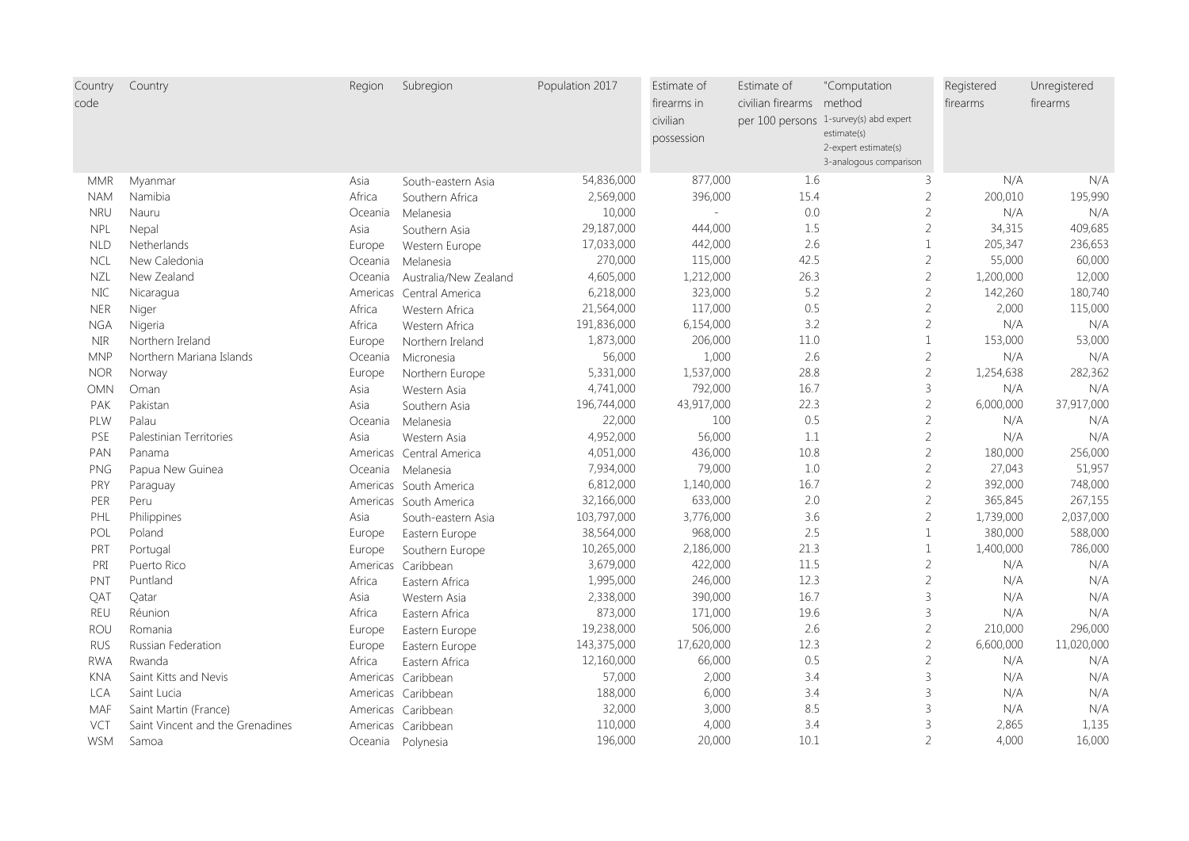| Country code | Country | Region | Subregion | Population 2017 | Estimate of firearms in civilian possession | Estimate of civilian firearms per 100 persons | "Computation method 1-survey(s) abd expert estimate(s) 2-expert estimate(s) 3-analogous comparison | Registered firearms | Unregistered firearms |
|---|---|---|---|---|---|---|---|---|---|
| MMR | Myanmar | Asia | South-eastern Asia | 54,836,000 | 877,000 | 1.6 | 3 | N/A | N/A |
| NAM | Namibia | Africa | Southern Africa | 2,569,000 | 396,000 | 15.4 | 2 | 200,010 | 195,990 |
| NRU | Nauru | Oceania | Melanesia | 10,000 | - | 0.0 | 2 | N/A | N/A |
| NPL | Nepal | Asia | Southern Asia | 29,187,000 | 444,000 | 1.5 | 2 | 34,315 | 409,685 |
| NLD | Netherlands | Europe | Western Europe | 17,033,000 | 442,000 | 2.6 | 1 | 205,347 | 236,653 |
| NCL | New Caledonia | Oceania | Melanesia | 270,000 | 115,000 | 42.5 | 2 | 55,000 | 60,000 |
| NZL | New Zealand | Oceania | Australia/New Zealand | 4,605,000 | 1,212,000 | 26.3 | 2 | 1,200,000 | 12,000 |
| NIC | Nicaragua | Americas | Central America | 6,218,000 | 323,000 | 5.2 | 2 | 142,260 | 180,740 |
| NER | Niger | Africa | Western Africa | 21,564,000 | 117,000 | 0.5 | 2 | 2,000 | 115,000 |
| NGA | Nigeria | Africa | Western Africa | 191,836,000 | 6,154,000 | 3.2 | 2 | N/A | N/A |
| NIR | Northern Ireland | Europe | Northern Ireland | 1,873,000 | 206,000 | 11.0 | 1 | 153,000 | 53,000 |
| MNP | Northern Mariana Islands | Oceania | Micronesia | 56,000 | 1,000 | 2.6 | 2 | N/A | N/A |
| NOR | Norway | Europe | Northern Europe | 5,331,000 | 1,537,000 | 28.8 | 2 | 1,254,638 | 282,362 |
| OMN | Oman | Asia | Western Asia | 4,741,000 | 792,000 | 16.7 | 3 | N/A | N/A |
| PAK | Pakistan | Asia | Southern Asia | 196,744,000 | 43,917,000 | 22.3 | 2 | 6,000,000 | 37,917,000 |
| PLW | Palau | Oceania | Melanesia | 22,000 | 100 | 0.5 | 2 | N/A | N/A |
| PSE | Palestinian Territories | Asia | Western Asia | 4,952,000 | 56,000 | 1.1 | 2 | N/A | N/A |
| PAN | Panama | Americas | Central America | 4,051,000 | 436,000 | 10.8 | 2 | 180,000 | 256,000 |
| PNG | Papua New Guinea | Oceania | Melanesia | 7,934,000 | 79,000 | 1.0 | 2 | 27,043 | 51,957 |
| PRY | Paraguay | Americas | South America | 6,812,000 | 1,140,000 | 16.7 | 2 | 392,000 | 748,000 |
| PER | Peru | Americas | South America | 32,166,000 | 633,000 | 2.0 | 2 | 365,845 | 267,155 |
| PHL | Philippines | Asia | South-eastern Asia | 103,797,000 | 3,776,000 | 3.6 | 2 | 1,739,000 | 2,037,000 |
| POL | Poland | Europe | Eastern Europe | 38,564,000 | 968,000 | 2.5 | 1 | 380,000 | 588,000 |
| PRT | Portugal | Europe | Southern Europe | 10,265,000 | 2,186,000 | 21.3 | 1 | 1,400,000 | 786,000 |
| PRI | Puerto Rico | Americas | Caribbean | 3,679,000 | 422,000 | 11.5 | 2 | N/A | N/A |
| PNT | Puntland | Africa | Eastern Africa | 1,995,000 | 246,000 | 12.3 | 2 | N/A | N/A |
| QAT | Qatar | Asia | Western Asia | 2,338,000 | 390,000 | 16.7 | 3 | N/A | N/A |
| REU | Réunion | Africa | Eastern Africa | 873,000 | 171,000 | 19.6 | 3 | N/A | N/A |
| ROU | Romania | Europe | Eastern Europe | 19,238,000 | 506,000 | 2.6 | 2 | 210,000 | 296,000 |
| RUS | Russian Federation | Europe | Eastern Europe | 143,375,000 | 17,620,000 | 12.3 | 2 | 6,600,000 | 11,020,000 |
| RWA | Rwanda | Africa | Eastern Africa | 12,160,000 | 66,000 | 0.5 | 2 | N/A | N/A |
| KNA | Saint Kitts and Nevis | Americas | Caribbean | 57,000 | 2,000 | 3.4 | 3 | N/A | N/A |
| LCA | Saint Lucia | Americas | Caribbean | 188,000 | 6,000 | 3.4 | 3 | N/A | N/A |
| MAF | Saint Martin (France) | Americas | Caribbean | 32,000 | 3,000 | 8.5 | 3 | N/A | N/A |
| VCT | Saint Vincent and the Grenadines | Americas | Caribbean | 110,000 | 4,000 | 3.4 | 3 | 2,865 | 1,135 |
| WSM | Samoa | Oceania | Polynesia | 196,000 | 20,000 | 10.1 | 2 | 4,000 | 16,000 |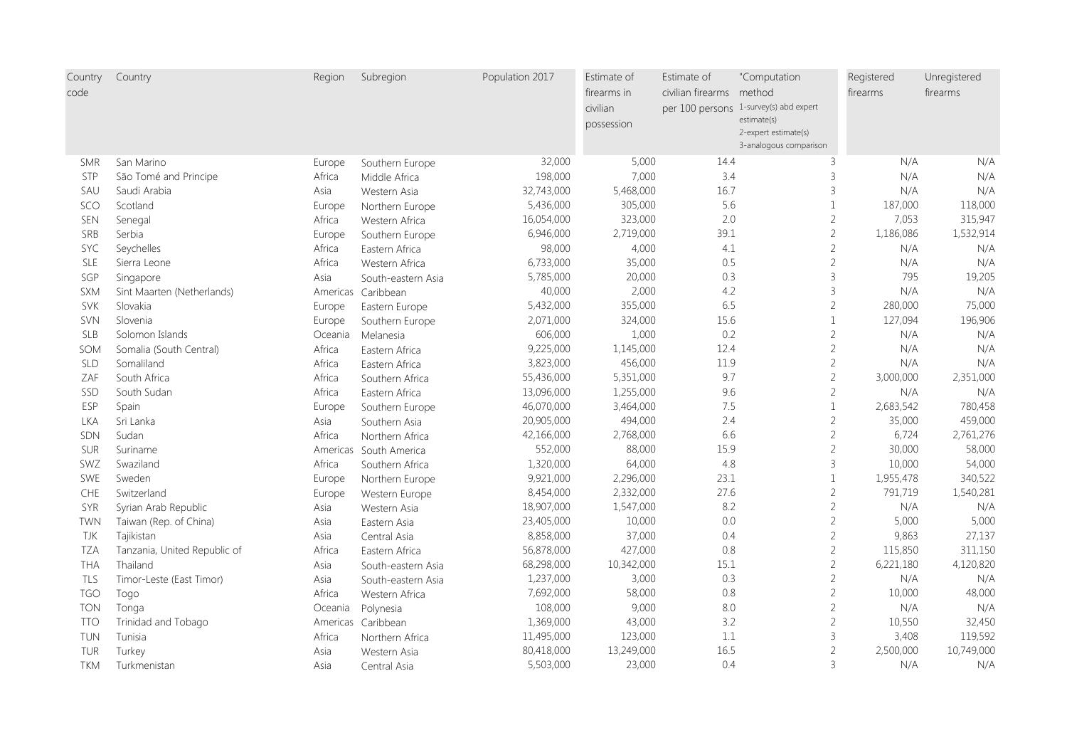| Country code | Country | Region | Subregion | Population 2017 | Estimate of firearms in civilian possession | Estimate of civilian firearms per 100 persons | "Computation method 1-survey(s) abd expert estimate(s) 2-expert estimate(s) 3-analogous comparison | Registered firearms | Unregistered firearms |
|---|---|---|---|---|---|---|---|---|---|
| SMR | San Marino | Europe | Southern Europe | 32,000 | 5,000 | 14.4 | 3 | N/A | N/A |
| STP | São Tomé and Principe | Africa | Middle Africa | 198,000 | 7,000 | 3.4 | 3 | N/A | N/A |
| SAU | Saudi Arabia | Asia | Western Asia | 32,743,000 | 5,468,000 | 16.7 | 3 | N/A | N/A |
| SCO | Scotland | Europe | Northern Europe | 5,436,000 | 305,000 | 5.6 | 1 | 187,000 | 118,000 |
| SEN | Senegal | Africa | Western Africa | 16,054,000 | 323,000 | 2.0 | 2 | 7,053 | 315,947 |
| SRB | Serbia | Europe | Southern Europe | 6,946,000 | 2,719,000 | 39.1 | 2 | 1,186,086 | 1,532,914 |
| SYC | Seychelles | Africa | Eastern Africa | 98,000 | 4,000 | 4.1 | 2 | N/A | N/A |
| SLE | Sierra Leone | Africa | Western Africa | 6,733,000 | 35,000 | 0.5 | 2 | N/A | N/A |
| SGP | Singapore | Asia | South-eastern Asia | 5,785,000 | 20,000 | 0.3 | 3 | 795 | 19,205 |
| SXM | Sint Maarten (Netherlands) | Americas | Caribbean | 40,000 | 2,000 | 4.2 | 3 | N/A | N/A |
| SVK | Slovakia | Europe | Eastern Europe | 5,432,000 | 355,000 | 6.5 | 2 | 280,000 | 75,000 |
| SVN | Slovenia | Europe | Southern Europe | 2,071,000 | 324,000 | 15.6 | 1 | 127,094 | 196,906 |
| SLB | Solomon Islands | Oceania | Melanesia | 606,000 | 1,000 | 0.2 | 2 | N/A | N/A |
| SOM | Somalia (South Central) | Africa | Eastern Africa | 9,225,000 | 1,145,000 | 12.4 | 2 | N/A | N/A |
| SLD | Somaliland | Africa | Eastern Africa | 3,823,000 | 456,000 | 11.9 | 2 | N/A | N/A |
| ZAF | South Africa | Africa | Southern Africa | 55,436,000 | 5,351,000 | 9.7 | 2 | 3,000,000 | 2,351,000 |
| SSD | South Sudan | Africa | Eastern Africa | 13,096,000 | 1,255,000 | 9.6 | 2 | N/A | N/A |
| ESP | Spain | Europe | Southern Europe | 46,070,000 | 3,464,000 | 7.5 | 1 | 2,683,542 | 780,458 |
| LKA | Sri Lanka | Asia | Southern Asia | 20,905,000 | 494,000 | 2.4 | 2 | 35,000 | 459,000 |
| SDN | Sudan | Africa | Northern Africa | 42,166,000 | 2,768,000 | 6.6 | 2 | 6,724 | 2,761,276 |
| SUR | Suriname | Americas | South America | 552,000 | 88,000 | 15.9 | 2 | 30,000 | 58,000 |
| SWZ | Swaziland | Africa | Southern Africa | 1,320,000 | 64,000 | 4.8 | 3 | 10,000 | 54,000 |
| SWE | Sweden | Europe | Northern Europe | 9,921,000 | 2,296,000 | 23.1 | 1 | 1,955,478 | 340,522 |
| CHE | Switzerland | Europe | Western Europe | 8,454,000 | 2,332,000 | 27.6 | 2 | 791,719 | 1,540,281 |
| SYR | Syrian Arab Republic | Asia | Western Asia | 18,907,000 | 1,547,000 | 8.2 | 2 | N/A | N/A |
| TWN | Taiwan (Rep. of China) | Asia | Eastern Asia | 23,405,000 | 10,000 | 0.0 | 2 | 5,000 | 5,000 |
| TJK | Tajikistan | Asia | Central Asia | 8,858,000 | 37,000 | 0.4 | 2 | 9,863 | 27,137 |
| TZA | Tanzania, United Republic of | Africa | Eastern Africa | 56,878,000 | 427,000 | 0.8 | 2 | 115,850 | 311,150 |
| THA | Thailand | Asia | South-eastern Asia | 68,298,000 | 10,342,000 | 15.1 | 2 | 6,221,180 | 4,120,820 |
| TLS | Timor-Leste (East Timor) | Asia | South-eastern Asia | 1,237,000 | 3,000 | 0.3 | 2 | N/A | N/A |
| TGO | Togo | Africa | Western Africa | 7,692,000 | 58,000 | 0.8 | 2 | 10,000 | 48,000 |
| TON | Tonga | Oceania | Polynesia | 108,000 | 9,000 | 8.0 | 2 | N/A | N/A |
| TTO | Trinidad and Tobago | Americas | Caribbean | 1,369,000 | 43,000 | 3.2 | 2 | 10,550 | 32,450 |
| TUN | Tunisia | Africa | Northern Africa | 11,495,000 | 123,000 | 1.1 | 3 | 3,408 | 119,592 |
| TUR | Turkey | Asia | Western Asia | 80,418,000 | 13,249,000 | 16.5 | 2 | 2,500,000 | 10,749,000 |
| TKM | Turkmenistan | Asia | Central Asia | 5,503,000 | 23,000 | 0.4 | 3 | N/A | N/A |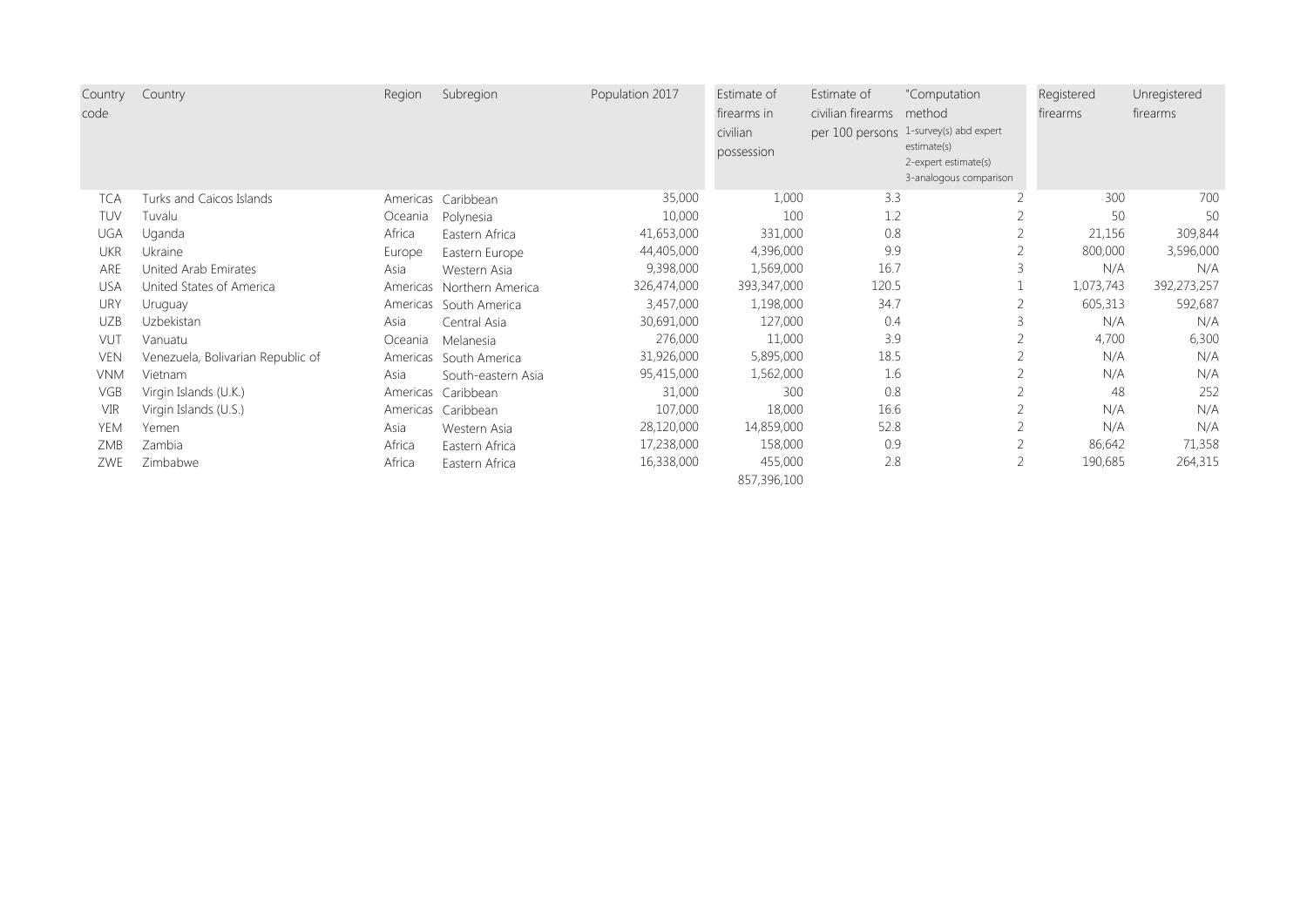| Country code | Country | Region | Subregion | Population 2017 | Estimate of firearms in civilian possession | Estimate of civilian firearms per 100 persons | "Computation method 1-survey(s) abd expert estimate(s) 2-expert estimate(s) 3-analogous comparison | Registered firearms | Unregistered firearms |
|---|---|---|---|---|---|---|---|---|---|
| TCA | Turks and Caicos Islands | Americas | Caribbean | 35,000 | 1,000 | 3.3 | 2 | 300 | 700 |
| TUV | Tuvalu | Oceania | Polynesia | 10,000 | 100 | 1.2 | 2 | 50 | 50 |
| UGA | Uganda | Africa | Eastern Africa | 41,653,000 | 331,000 | 0.8 | 2 | 21,156 | 309,844 |
| UKR | Ukraine | Europe | Eastern Europe | 44,405,000 | 4,396,000 | 9.9 | 2 | 800,000 | 3,596,000 |
| ARE | United Arab Emirates | Asia | Western Asia | 9,398,000 | 1,569,000 | 16.7 | 3 | N/A | N/A |
| USA | United States of America | Americas | Northern America | 326,474,000 | 393,347,000 | 120.5 | 1 | 1,073,743 | 392,273,257 |
| URY | Uruguay | Americas | South America | 3,457,000 | 1,198,000 | 34.7 | 2 | 605,313 | 592,687 |
| UZB | Uzbekistan | Asia | Central Asia | 30,691,000 | 127,000 | 0.4 | 3 | N/A | N/A |
| VUT | Vanuatu | Oceania | Melanesia | 276,000 | 11,000 | 3.9 | 2 | 4,700 | 6,300 |
| VEN | Venezuela, Bolivarian Republic of | Americas | South America | 31,926,000 | 5,895,000 | 18.5 | 2 | N/A | N/A |
| VNM | Vietnam | Asia | South-eastern Asia | 95,415,000 | 1,562,000 | 1.6 | 2 | N/A | N/A |
| VGB | Virgin Islands (U.K.) | Americas | Caribbean | 31,000 | 300 | 0.8 | 2 | 48 | 252 |
| VIR | Virgin Islands (U.S.) | Americas | Caribbean | 107,000 | 18,000 | 16.6 | 2 | N/A | N/A |
| YEM | Yemen | Asia | Western Asia | 28,120,000 | 14,859,000 | 52.8 | 2 | N/A | N/A |
| ZMB | Zambia | Africa | Eastern Africa | 17,238,000 | 158,000 | 0.9 | 2 | 86,642 | 71,358 |
| ZWE | Zimbabwe | Africa | Eastern Africa | 16,338,000 | 455,000 | 2.8 | 2 | 190,685 | 264,315 |
| | | | | | 857,396,100 | | | | |